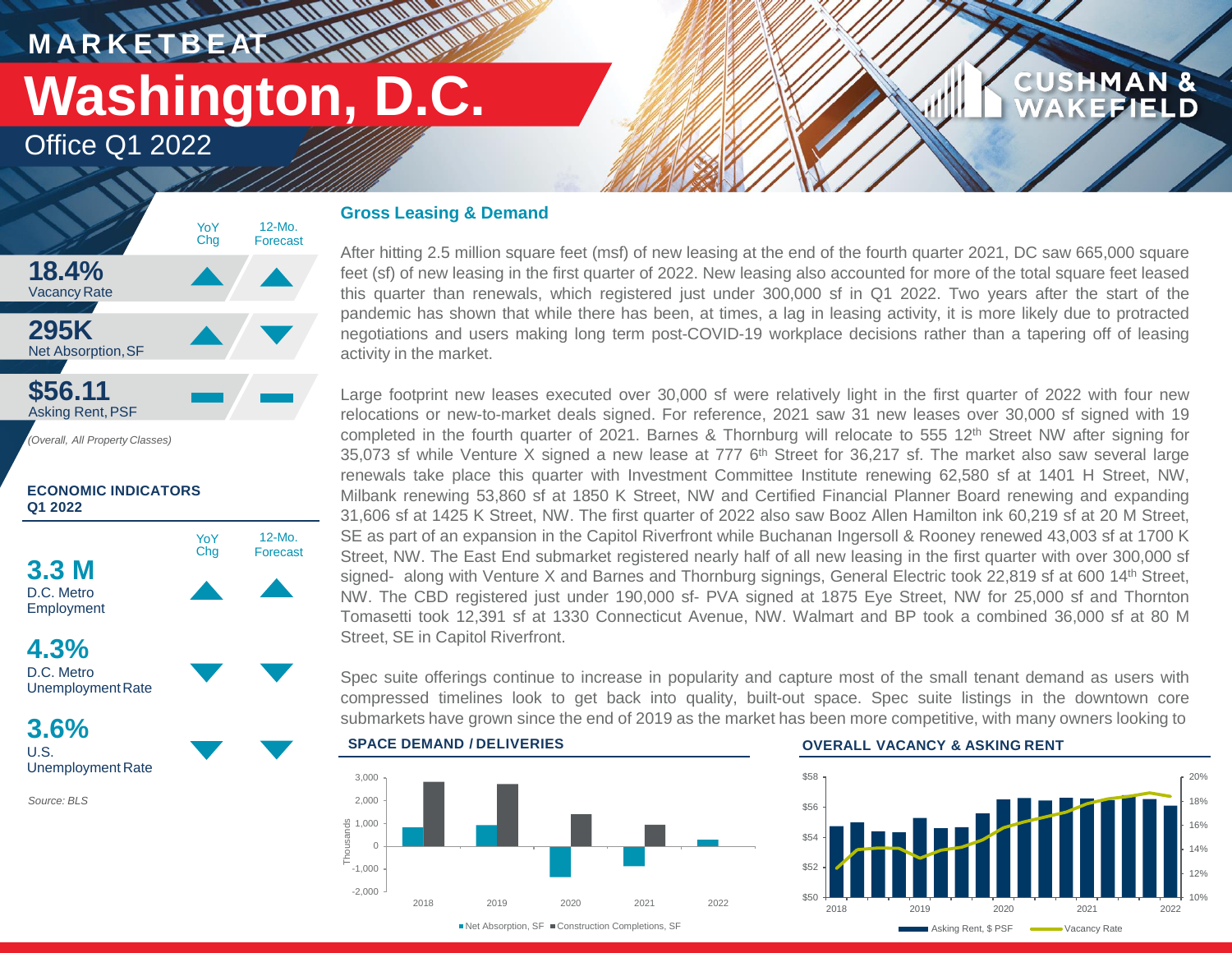MARKETBEAT

# Washington, D.C.

Office Q1 2022

| | YoY Chg | 12-Mo. Forecast |
|---|---|---|
| **18.4%** Vacancy Rate | ▲ | ▲ |
| **295K** Net Absorption, SF | ▲ | ▼ |
| **$56.11** Asking Rent, PSF | ▬ | ▬ |

*(Overall, All Property Classes)*

**ECONOMIC INDICATORS Q1 2022**

| | YoY Chg | 12-Mo. Forecast |
|---|---|---|
| **3.3 M** D.C. Metro Employment | ▲ | ▲ |
| **4.3%** D.C. Metro Unemployment Rate | ▼ | ▼ |
| **3.6%** U.S. Unemployment Rate | ▼ | ▼ |

*Source: BLS*

## Gross Leasing & Demand

After hitting 2.5 million square feet (msf) of new leasing at the end of the fourth quarter 2021, DC saw 665,000 square feet (sf) of new leasing in the first quarter of 2022. New leasing also accounted for more of the total square feet leased this quarter than renewals, which registered just under 300,000 sf in Q1 2022. Two years after the start of the pandemic has shown that while there has been, at times, a lag in leasing activity, it is more likely due to protracted negotiations and users making long term post-COVID-19 workplace decisions rather than a tapering off of leasing activity in the market.

Large footprint new leases executed over 30,000 sf were relatively light in the first quarter of 2022 with four new relocations or new-to-market deals signed. For reference, 2021 saw 31 new leases over 30,000 sf signed with 19 completed in the fourth quarter of 2021. Barnes & Thornburg will relocate to 555 12th Street NW after signing for 35,073 sf while Venture X signed a new lease at 777 6th Street for 36,217 sf. The market also saw several large renewals take place this quarter with Investment Committee Institute renewing 62,580 sf at 1401 H Street, NW, Milbank renewing 53,860 sf at 1850 K Street, NW and Certified Financial Planner Board renewing and expanding 31,606 sf at 1425 K Street, NW. The first quarter of 2022 also saw Booz Allen Hamilton ink 60,219 sf at 20 M Street, SE as part of an expansion in the Capitol Riverfront while Buchanan Ingersoll & Rooney renewed 43,003 sf at 1700 K Street, NW. The East End submarket registered nearly half of all new leasing in the first quarter with over 300,000 sf signed- along with Venture X and Barnes and Thornburg signings, General Electric took 22,819 sf at 600 14th Street, NW. The CBD registered just under 190,000 sf- PVA signed at 1875 Eye Street, NW for 25,000 sf and Thornton Tomasetti took 12,391 sf at 1330 Connecticut Avenue, NW. Walmart and BP took a combined 36,000 sf at 80 M Street, SE in Capitol Riverfront.

Spec suite offerings continue to increase in popularity and capture most of the small tenant demand as users with compressed timelines look to get back into quality, built-out space. Spec suite listings in the downtown core submarkets have grown since the end of 2019 as the market has been more competitive, with many owners looking to

**SPACE DEMAND / DELIVERIES**

■ Net Absorption, SF ■ Construction Completions, SF

**OVERALL VACANCY & ASKING RENT**

Asking Rent, $ PSF — Vacancy Rate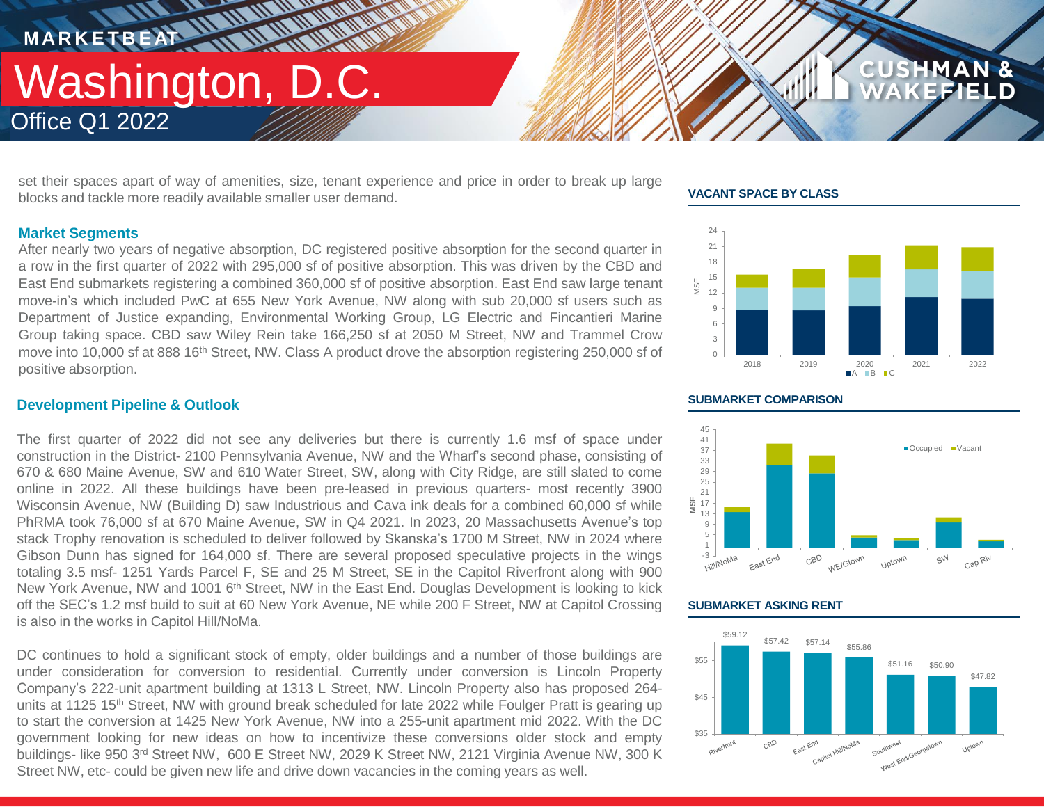set their spaces apart of way of amenities, size, tenant experience and price in order to break up large blocks and tackle more readily available smaller user demand.

## Market Segments

After nearly two years of negative absorption, DC registered positive absorption for the second quarter in a row in the first quarter of 2022 with 295,000 sf of positive absorption. This was driven by the CBD and East End submarkets registering a combined 360,000 sf of positive absorption. East End saw large tenant move-in's which included PwC at 655 New York Avenue, NW along with sub 20,000 sf users such as Department of Justice expanding, Environmental Working Group, LG Electric and Fincantieri Marine Group taking space. CBD saw Wiley Rein take 166,250 sf at 2050 M Street, NW and Trammel Crow move into 10,000 sf at 888 16th Street, NW. Class A product drove the absorption registering 250,000 sf of positive absorption.

## Development Pipeline & Outlook

The first quarter of 2022 did not see any deliveries but there is currently 1.6 msf of space under construction in the District- 2100 Pennsylvania Avenue, NW and the Wharf's second phase, consisting of 670 & 680 Maine Avenue, SW and 610 Water Street, SW, along with City Ridge, are still slated to come online in 2022. All these buildings have been pre-leased in previous quarters- most recently 3900 Wisconsin Avenue, NW (Building D) saw Industrious and Cava ink deals for a combined 60,000 sf while PhRMA took 76,000 sf at 670 Maine Avenue, SW in Q4 2021. In 2023, 20 Massachusetts Avenue's top stack Trophy renovation is scheduled to deliver followed by Skanska's 1700 M Street, NW in 2024 where Gibson Dunn has signed for 164,000 sf. There are several proposed speculative projects in the wings totaling 3.5 msf- 1251 Yards Parcel F, SE and 25 M Street, SE in the Capitol Riverfront along with 900 New York Avenue, NW and 1001 6th Street, NW in the East End. Douglas Development is looking to kick off the SEC's 1.2 msf build to suit at 60 New York Avenue, NE while 200 F Street, NW at Capitol Crossing is also in the works in Capitol Hill/NoMa.

DC continues to hold a significant stock of empty, older buildings and a number of those buildings are under consideration for conversion to residential. Currently under conversion is Lincoln Property Company's 222-unit apartment building at 1313 L Street, NW. Lincoln Property also has proposed 264-units at 1125 15th Street, NW with ground break scheduled for late 2022 while Foulger Pratt is gearing up to start the conversion at 1425 New York Avenue, NW into a 255-unit apartment mid 2022. With the DC government looking for new ideas on how to incentivize these conversions older stock and empty buildings- like 950 3rd Street NW, 600 E Street NW, 2029 K Street NW, 2121 Virginia Avenue NW, 300 K Street NW, etc- could be given new life and drive down vacancies in the coming years as well.

### VACANT SPACE BY CLASS

### SUBMARKET COMPARISON

### SUBMARKET ASKING RENT

| Submarket | Asking Rent |
|---|---|
| Riverfront | $59.12 |
| CBD | $57.42 |
| East End | $57.14 |
| Capitol Hill/NoMa | $55.86 |
| Southwest | $51.16 |
| West End/Georgetown | $50.90 |
| Uptown | $47.82 |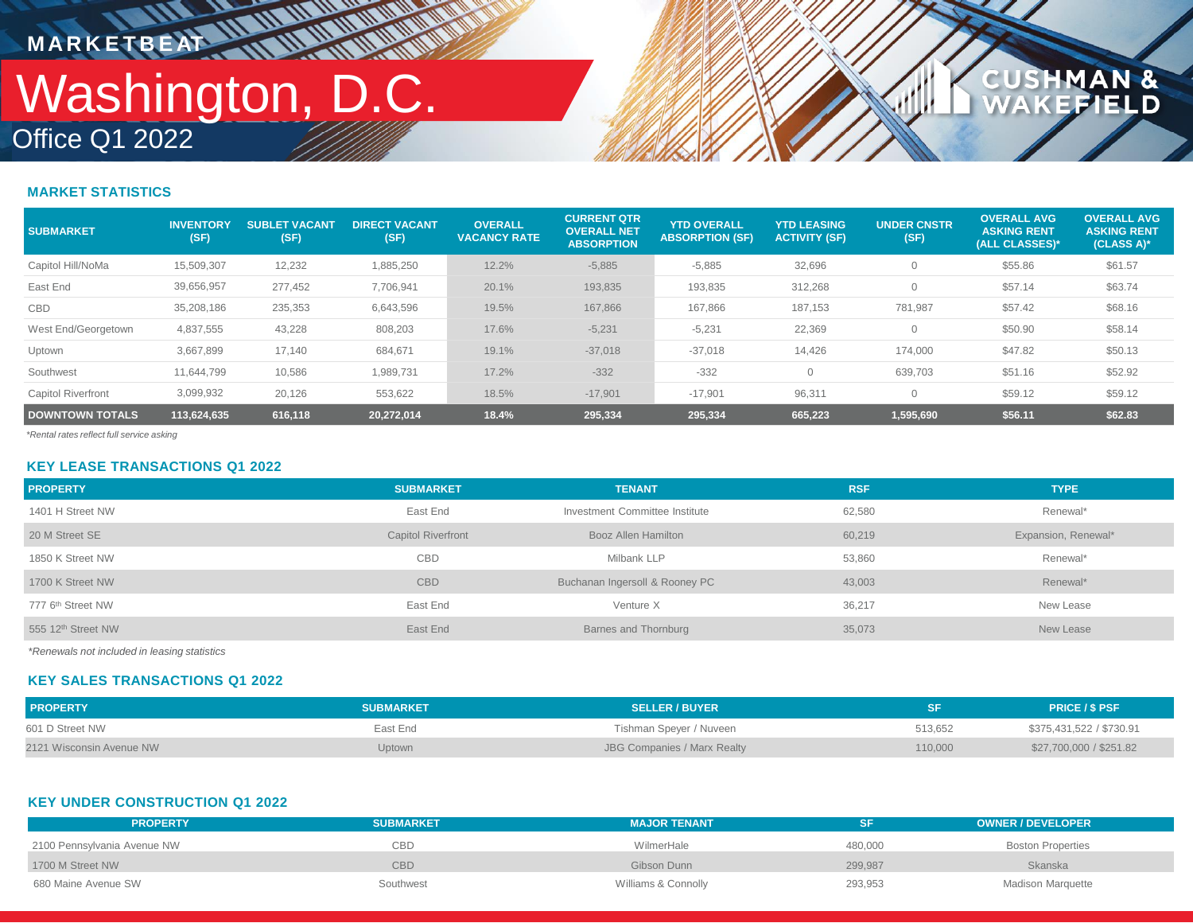MARKETBEAT

# Washington, D.C.

Office Q1 2022

## MARKET STATISTICS

| SUBMARKET | INVENTORY (SF) | SUBLET VACANT (SF) | DIRECT VACANT (SF) | OVERALL VACANCY RATE | CURRENT QTR OVERALL NET ABSORPTION | YTD OVERALL ABSORPTION (SF) | YTD LEASING ACTIVITY (SF) | UNDER CNSTR (SF) | OVERALL AVG ASKING RENT (ALL CLASSES)* | OVERALL AVG ASKING RENT (CLASS A)* |
|---|---|---|---|---|---|---|---|---|---|---|
| Capitol Hill/NoMa | 15,509,307 | 12,232 | 1,885,250 | 12.2% | -5,885 | -5,885 | 32,696 | 0 | $55.86 | $61.57 |
| East End | 39,656,957 | 277,452 | 7,706,941 | 20.1% | 193,835 | 193,835 | 312,268 | 0 | $57.14 | $63.74 |
| CBD | 35,208,186 | 235,353 | 6,643,596 | 19.5% | 167,866 | 167,866 | 187,153 | 781,987 | $57.42 | $68.16 |
| West End/Georgetown | 4,837,555 | 43,228 | 808,203 | 17.6% | -5,231 | -5,231 | 22,369 | 0 | $50.90 | $58.14 |
| Uptown | 3,667,899 | 17,140 | 684,671 | 19.1% | -37,018 | -37,018 | 14,426 | 174,000 | $47.82 | $50.13 |
| Southwest | 11,644,799 | 10,586 | 1,989,731 | 17.2% | -332 | -332 | 0 | 639,703 | $51.16 | $52.92 |
| Capitol Riverfront | 3,099,932 | 20,126 | 553,622 | 18.5% | -17,901 | -17,901 | 96,311 | 0 | $59.12 | $59.12 |
| **DOWNTOWN TOTALS** | **113,624,635** | **616,118** | **20,272,014** | **18.4%** | **295,334** | **295,334** | **665,223** | **1,595,690** | **$56.11** | **$62.83** |

*Rental rates reflect full service asking*

## KEY LEASE TRANSACTIONS Q1 2022

| PROPERTY | SUBMARKET | TENANT | RSF | TYPE |
|---|---|---|---|---|
| 1401 H Street NW | East End | Investment Committee Institute | 62,580 | Renewal* |
| 20 M Street SE | Capitol Riverfront | Booz Allen Hamilton | 60,219 | Expansion, Renewal* |
| 1850 K Street NW | CBD | Milbank LLP | 53,860 | Renewal* |
| 1700 K Street NW | CBD | Buchanan Ingersoll & Rooney PC | 43,003 | Renewal* |
| 777 6th Street NW | East End | Venture X | 36,217 | New Lease |
| 555 12th Street NW | East End | Barnes and Thornburg | 35,073 | New Lease |

*Renewals not included in leasing statistics*

## KEY SALES TRANSACTIONS Q1 2022

| PROPERTY | SUBMARKET | SELLER / BUYER | SF | PRICE / $ PSF |
|---|---|---|---|---|
| 601 D Street NW | East End | Tishman Speyer / Nuveen | 513,652 | $375,431,522 / $730.91 |
| 2121 Wisconsin Avenue NW | Uptown | JBG Companies / Marx Realty | 110,000 | $27,700,000 / $251.82 |

## KEY UNDER CONSTRUCTION Q1 2022

| PROPERTY | SUBMARKET | MAJOR TENANT | SF | OWNER / DEVELOPER |
|---|---|---|---|---|
| 2100 Pennsylvania Avenue NW | CBD | WilmerHale | 480,000 | Boston Properties |
| 1700 M Street NW | CBD | Gibson Dunn | 299,987 | Skanska |
| 680 Maine Avenue SW | Southwest | Williams & Connolly | 293,953 | Madison Marquette |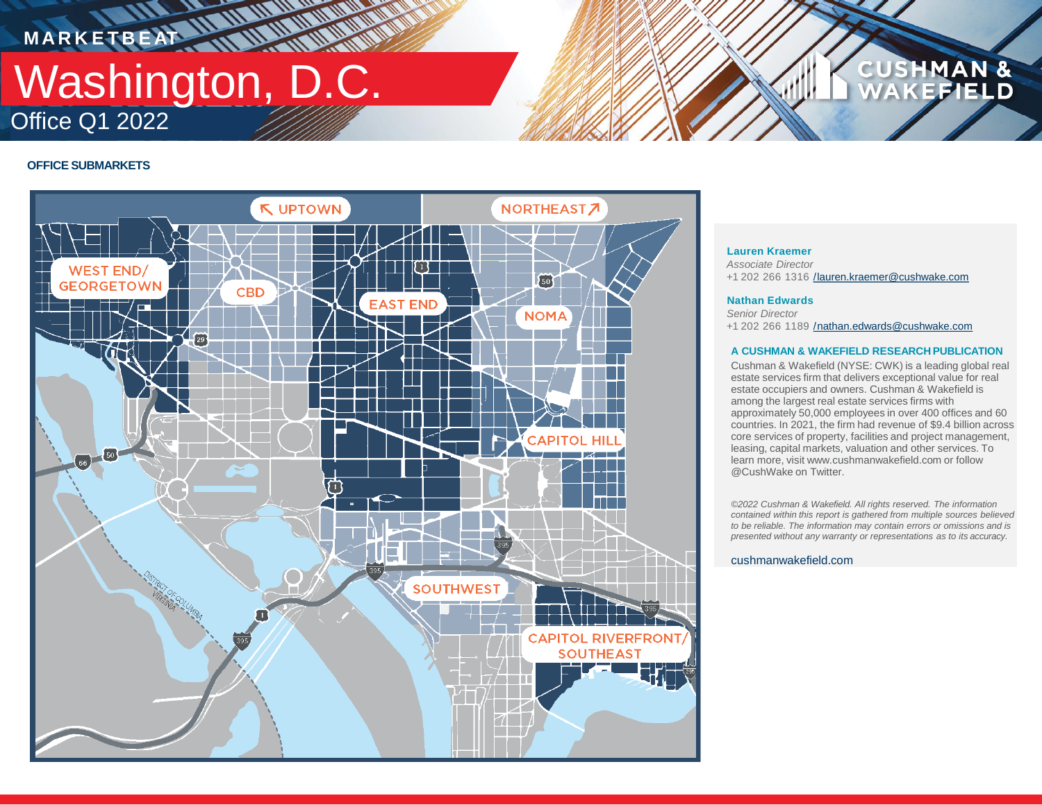MARKETBEAT

# Washington, D.C.

Office Q1 2022

CUSHMAN & WAKEFIELD

## OFFICE SUBMARKETS

UPTOWN

NORTHEAST

WEST END/ GEORGETOWN

CBD

EAST END

NOMA

CAPITOL HILL

SOUTHWEST

CAPITOL RIVERFRONT/ SOUTHEAST

DISTRICT OF COLUMBIA

VIRGINIA

**Lauren Kraemer**
*Associate Director*
+1 202 266 1316 /lauren.kraemer@cushwake.com

**Nathan Edwards**
*Senior Director*
+1 202 266 1189 /nathan.edwards@cushwake.com

**A CUSHMAN & WAKEFIELD RESEARCH PUBLICATION**

Cushman & Wakefield (NYSE: CWK) is a leading global real estate services firm that delivers exceptional value for real estate occupiers and owners. Cushman & Wakefield is among the largest real estate services firms with approximately 50,000 employees in over 400 offices and 60 countries. In 2021, the firm had revenue of $9.4 billion across core services of property, facilities and project management, leasing, capital markets, valuation and other services. To learn more, visit www.cushmanwakefield.com or follow @CushWake on Twitter.

*©2022 Cushman & Wakefield. All rights reserved. The information contained within this report is gathered from multiple sources believed to be reliable. The information may contain errors or omissions and is presented without any warranty or representations as to its accuracy.*

cushmanwakefield.com